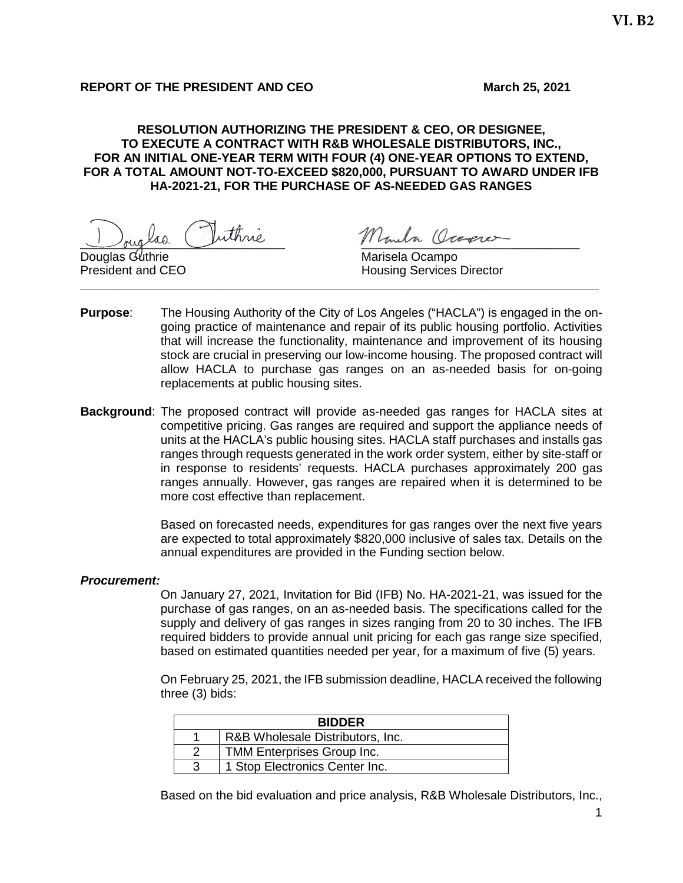**VI. B2**

**REPORT OF THE PRESIDENT AND CEO** **March 25, 2021**

**RESOLUTION AUTHORIZING THE PRESIDENT & CEO, OR DESIGNEE, TO EXECUTE A CONTRACT WITH R&B WHOLESALE DISTRIBUTORS, INC., FOR AN INITIAL ONE-YEAR TERM WITH FOUR (4) ONE-YEAR OPTIONS TO EXTEND, FOR A TOTAL AMOUNT NOT-TO-EXCEED $820,000, PURSUANT TO AWARD UNDER IFB HA-2021-21, FOR THE PURCHASE OF AS-NEEDED GAS RANGES**

Douglas Guthrie
President and CEO

Marisela Ocampo
Housing Services Director

---

**Purpose**: The Housing Authority of the City of Los Angeles ("HACLA") is engaged in the on-going practice of maintenance and repair of its public housing portfolio. Activities that will increase the functionality, maintenance and improvement of its housing stock are crucial in preserving our low-income housing. The proposed contract will allow HACLA to purchase gas ranges on an as-needed basis for on-going replacements at public housing sites.

**Background**: The proposed contract will provide as-needed gas ranges for HACLA sites at competitive pricing. Gas ranges are required and support the appliance needs of units at the HACLA's public housing sites. HACLA staff purchases and installs gas ranges through requests generated in the work order system, either by site-staff or in response to residents' requests. HACLA purchases approximately 200 gas ranges annually. However, gas ranges are repaired when it is determined to be more cost effective than replacement.

Based on forecasted needs, expenditures for gas ranges over the next five years are expected to total approximately $820,000 inclusive of sales tax. Details on the annual expenditures are provided in the Funding section below.

***Procurement:***

On January 27, 2021, Invitation for Bid (IFB) No. HA-2021-21, was issued for the purchase of gas ranges, on an as-needed basis. The specifications called for the supply and delivery of gas ranges in sizes ranging from 20 to 30 inches. The IFB required bidders to provide annual unit pricing for each gas range size specified, based on estimated quantities needed per year, for a maximum of five (5) years.

On February 25, 2021, the IFB submission deadline, HACLA received the following three (3) bids:

| **BIDDER** | |
|---|---|
| 1 | R&B Wholesale Distributors, Inc. |
| 2 | TMM Enterprises Group Inc. |
| 3 | 1 Stop Electronics Center Inc. |

Based on the bid evaluation and price analysis, R&B Wholesale Distributors, Inc.,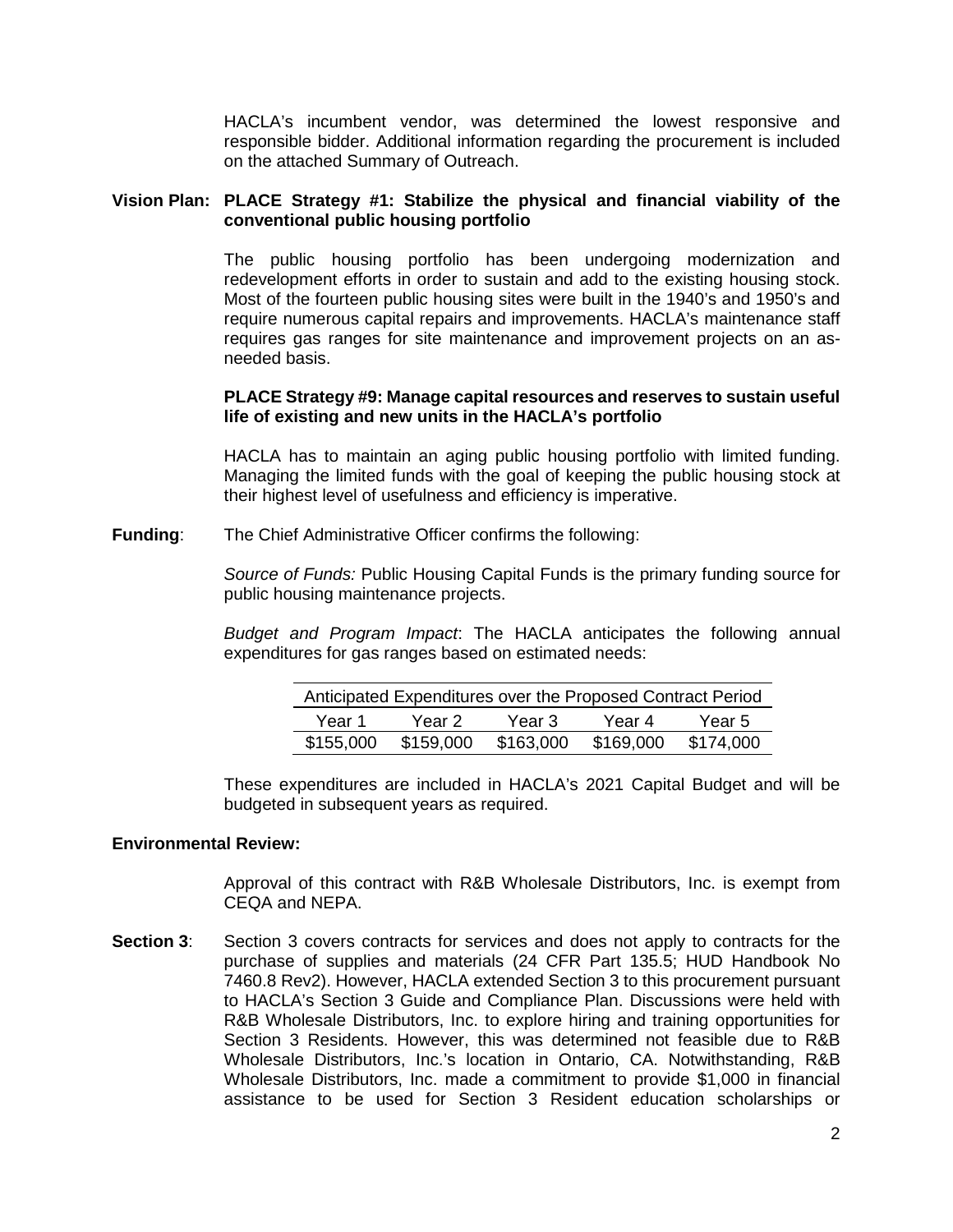HACLA's incumbent vendor, was determined the lowest responsive and responsible bidder. Additional information regarding the procurement is included on the attached Summary of Outreach.

**Vision Plan: PLACE Strategy #1: Stabilize the physical and financial viability of the conventional public housing portfolio**

The public housing portfolio has been undergoing modernization and redevelopment efforts in order to sustain and add to the existing housing stock. Most of the fourteen public housing sites were built in the 1940's and 1950's and require numerous capital repairs and improvements. HACLA's maintenance staff requires gas ranges for site maintenance and improvement projects on an as-needed basis.

**PLACE Strategy #9: Manage capital resources and reserves to sustain useful life of existing and new units in the HACLA's portfolio**

HACLA has to maintain an aging public housing portfolio with limited funding. Managing the limited funds with the goal of keeping the public housing stock at their highest level of usefulness and efficiency is imperative.

**Funding**: The Chief Administrative Officer confirms the following:

*Source of Funds:* Public Housing Capital Funds is the primary funding source for public housing maintenance projects.

*Budget and Program Impact*: The HACLA anticipates the following annual expenditures for gas ranges based on estimated needs:

| Anticipated Expenditures over the Proposed Contract Period | | | | |
|---|---|---|---|---|
| Year 1 | Year 2 | Year 3 | Year 4 | Year 5 |
| $155,000 | $159,000 | $163,000 | $169,000 | $174,000 |

These expenditures are included in HACLA's 2021 Capital Budget and will be budgeted in subsequent years as required.

**Environmental Review:**

Approval of this contract with R&B Wholesale Distributors, Inc. is exempt from CEQA and NEPA.

**Section 3**: Section 3 covers contracts for services and does not apply to contracts for the purchase of supplies and materials (24 CFR Part 135.5; HUD Handbook No 7460.8 Rev2). However, HACLA extended Section 3 to this procurement pursuant to HACLA's Section 3 Guide and Compliance Plan. Discussions were held with R&B Wholesale Distributors, Inc. to explore hiring and training opportunities for Section 3 Residents. However, this was determined not feasible due to R&B Wholesale Distributors, Inc.'s location in Ontario, CA. Notwithstanding, R&B Wholesale Distributors, Inc. made a commitment to provide $1,000 in financial assistance to be used for Section 3 Resident education scholarships or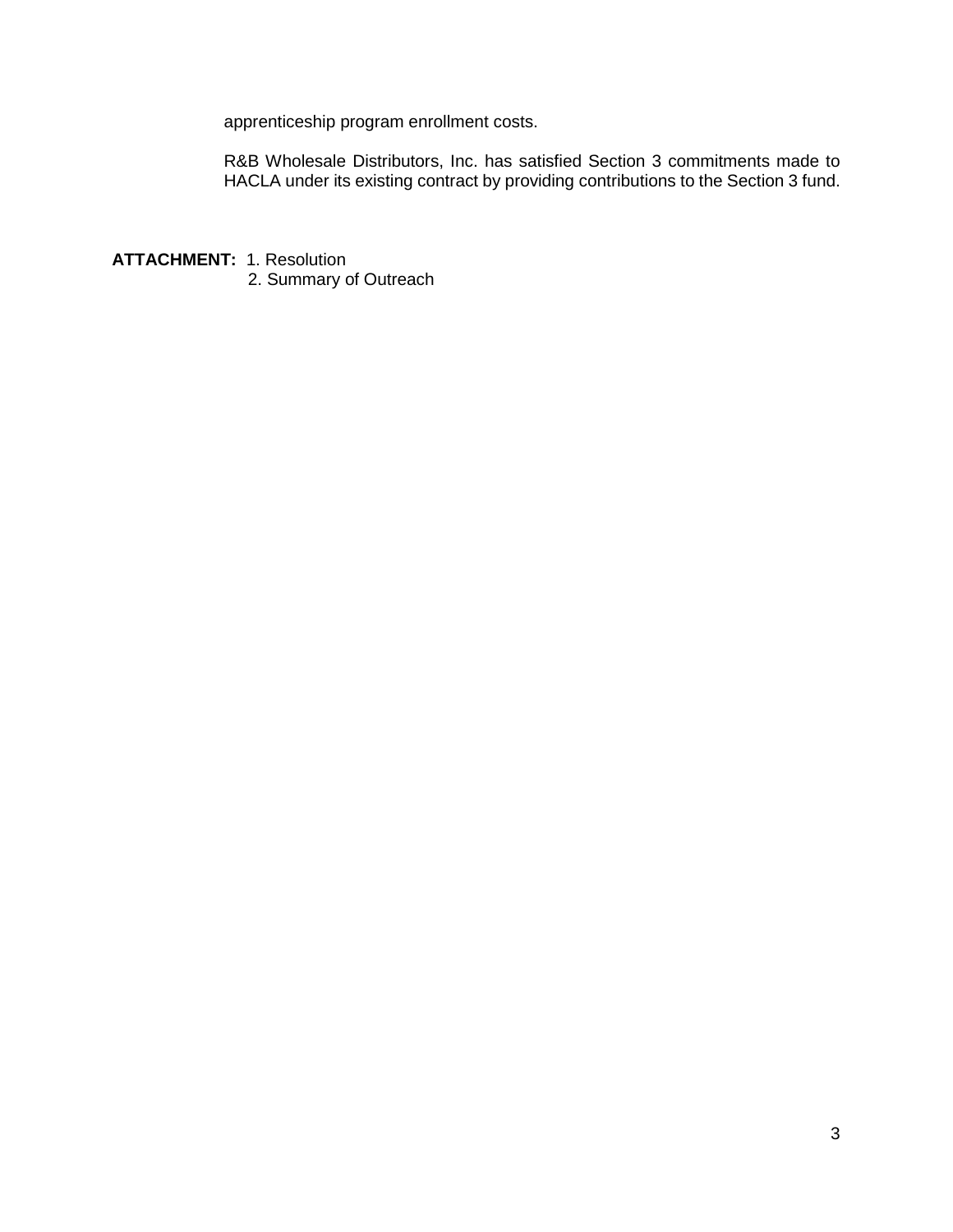apprenticeship program enrollment costs.

R&B Wholesale Distributors, Inc. has satisfied Section 3 commitments made to HACLA under its existing contract by providing contributions to the Section 3 fund.

**ATTACHMENT:** 1. Resolution
2. Summary of Outreach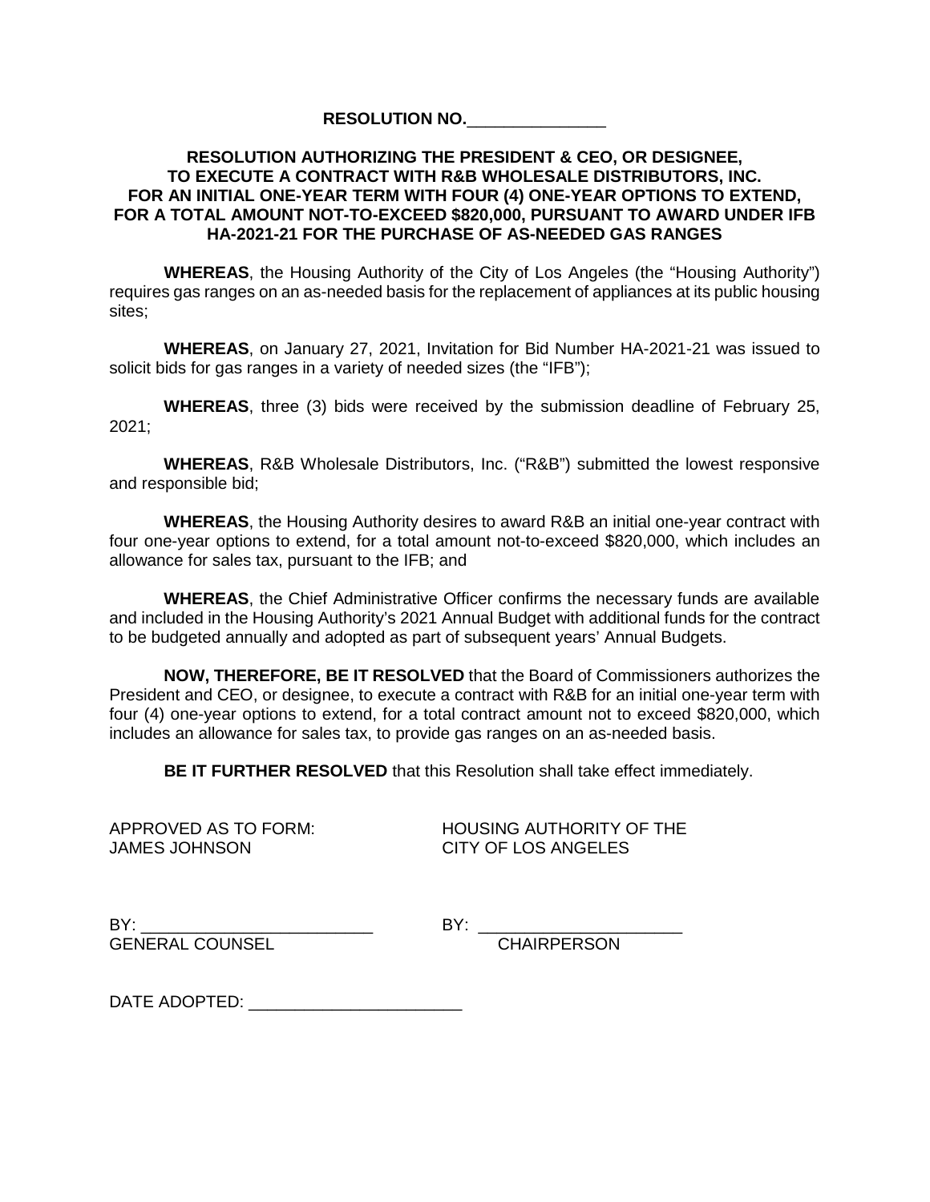**RESOLUTION NO.\_\_\_\_\_\_\_\_\_\_\_\_\_\_\_**

**RESOLUTION AUTHORIZING THE PRESIDENT & CEO, OR DESIGNEE, TO EXECUTE A CONTRACT WITH R&B WHOLESALE DISTRIBUTORS, INC. FOR AN INITIAL ONE-YEAR TERM WITH FOUR (4) ONE-YEAR OPTIONS TO EXTEND, FOR A TOTAL AMOUNT NOT-TO-EXCEED $820,000, PURSUANT TO AWARD UNDER IFB HA-2021-21 FOR THE PURCHASE OF AS-NEEDED GAS RANGES**

**WHEREAS**, the Housing Authority of the City of Los Angeles (the "Housing Authority") requires gas ranges on an as-needed basis for the replacement of appliances at its public housing sites;

**WHEREAS**, on January 27, 2021, Invitation for Bid Number HA-2021-21 was issued to solicit bids for gas ranges in a variety of needed sizes (the "IFB");

**WHEREAS**, three (3) bids were received by the submission deadline of February 25, 2021;

**WHEREAS**, R&B Wholesale Distributors, Inc. ("R&B") submitted the lowest responsive and responsible bid;

**WHEREAS**, the Housing Authority desires to award R&B an initial one-year contract with four one-year options to extend, for a total amount not-to-exceed $820,000, which includes an allowance for sales tax, pursuant to the IFB; and

**WHEREAS**, the Chief Administrative Officer confirms the necessary funds are available and included in the Housing Authority's 2021 Annual Budget with additional funds for the contract to be budgeted annually and adopted as part of subsequent years' Annual Budgets.

**NOW, THEREFORE, BE IT RESOLVED** that the Board of Commissioners authorizes the President and CEO, or designee, to execute a contract with R&B for an initial one-year term with four (4) one-year options to extend, for a total contract amount not to exceed $820,000, which includes an allowance for sales tax, to provide gas ranges on an as-needed basis.

**BE IT FURTHER RESOLVED** that this Resolution shall take effect immediately.

APPROVED AS TO FORM:
JAMES JOHNSON

HOUSING AUTHORITY OF THE
CITY OF LOS ANGELES

BY: \_\_\_\_\_\_\_\_\_\_\_\_\_\_\_\_\_\_\_\_\_\_\_\_\_\_
GENERAL COUNSEL

BY: \_\_\_\_\_\_\_\_\_\_\_\_\_\_\_\_\_\_\_\_\_\_\_
CHAIRPERSON

DATE ADOPTED: \_\_\_\_\_\_\_\_\_\_\_\_\_\_\_\_\_\_\_\_\_\_\_\_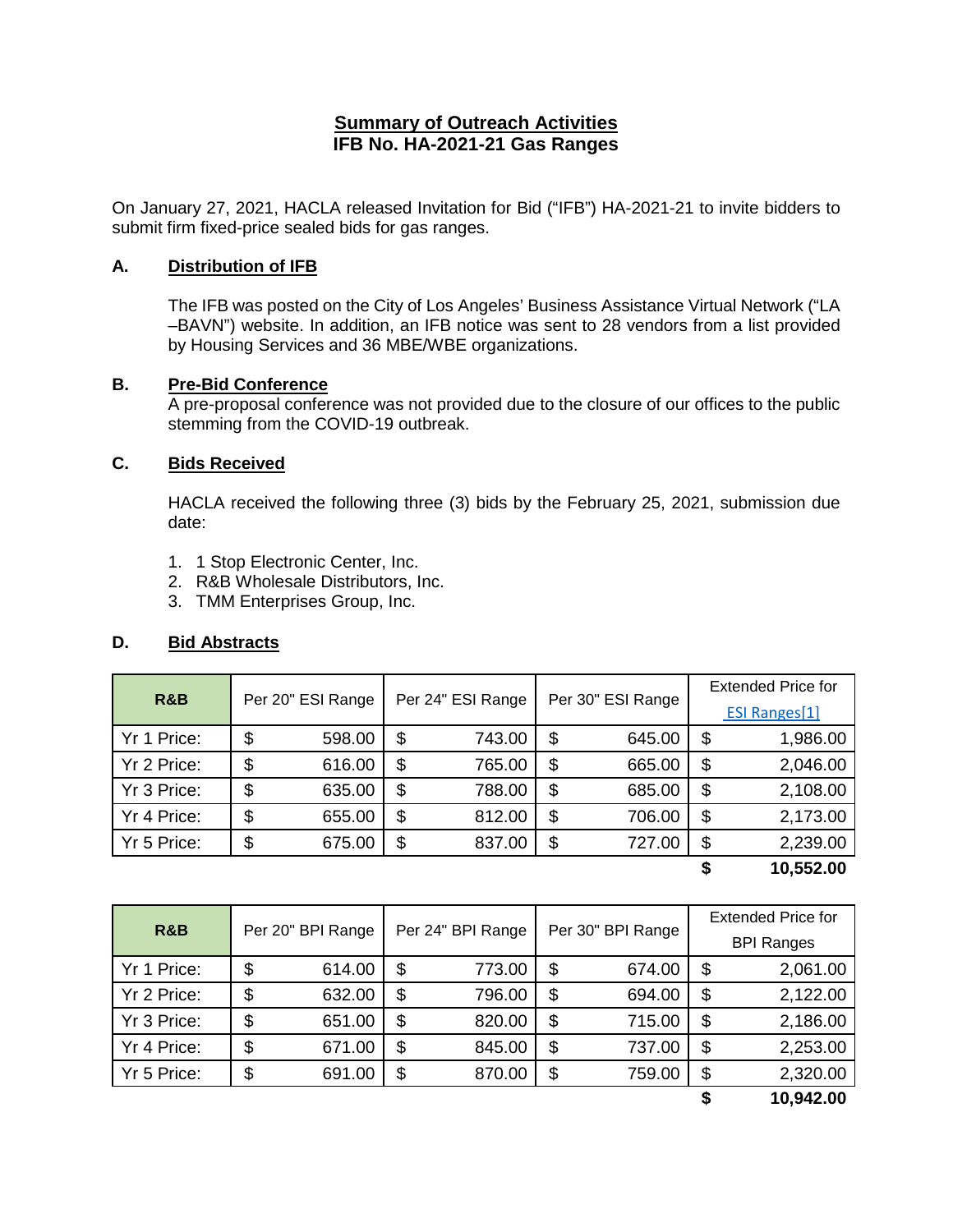**Summary of Outreach Activities**
**IFB No. HA-2021-21 Gas Ranges**

On January 27, 2021, HACLA released Invitation for Bid ("IFB") HA-2021-21 to invite bidders to submit firm fixed-price sealed bids for gas ranges.

**A. Distribution of IFB**

The IFB was posted on the City of Los Angeles' Business Assistance Virtual Network ("LA –BAVN") website. In addition, an IFB notice was sent to 28 vendors from a list provided by Housing Services and 36 MBE/WBE organizations.

**B. Pre-Bid Conference**

A pre-proposal conference was not provided due to the closure of our offices to the public stemming from the COVID-19 outbreak.

**C. Bids Received**

HACLA received the following three (3) bids by the February 25, 2021, submission due date:

1. 1 Stop Electronic Center, Inc.
2. R&B Wholesale Distributors, Inc.
3. TMM Enterprises Group, Inc.

**D. Bid Abstracts**

| R&B | Per 20" ESI Range | Per 24" ESI Range | Per 30" ESI Range | Extended Price for ESI Ranges[1] |
|---|---|---|---|---|
| Yr 1 Price: | $ 598.00 | $ 743.00 | $ 645.00 | $ 1,986.00 |
| Yr 2 Price: | $ 616.00 | $ 765.00 | $ 665.00 | $ 2,046.00 |
| Yr 3 Price: | $ 635.00 | $ 788.00 | $ 685.00 | $ 2,108.00 |
| Yr 4 Price: | $ 655.00 | $ 812.00 | $ 706.00 | $ 2,173.00 |
| Yr 5 Price: | $ 675.00 | $ 837.00 | $ 727.00 | $ 2,239.00 |
| | | | | **$ 10,552.00** |

| R&B | Per 20" BPI Range | Per 24" BPI Range | Per 30" BPI Range | Extended Price for BPI Ranges |
|---|---|---|---|---|
| Yr 1 Price: | $ 614.00 | $ 773.00 | $ 674.00 | $ 2,061.00 |
| Yr 2 Price: | $ 632.00 | $ 796.00 | $ 694.00 | $ 2,122.00 |
| Yr 3 Price: | $ 651.00 | $ 820.00 | $ 715.00 | $ 2,186.00 |
| Yr 4 Price: | $ 671.00 | $ 845.00 | $ 737.00 | $ 2,253.00 |
| Yr 5 Price: | $ 691.00 | $ 870.00 | $ 759.00 | $ 2,320.00 |
| | | | | **$ 10,942.00** |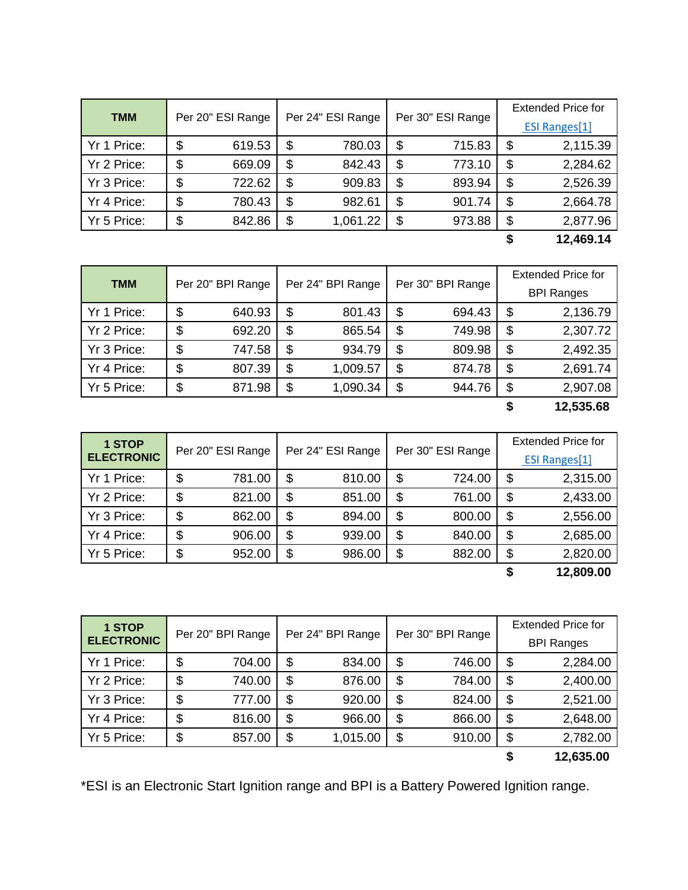| TMM | Per 20" ESI Range | Per 24" ESI Range | Per 30" ESI Range | Extended Price for ESI Ranges[1] |
| --- | --- | --- | --- | --- |
| Yr 1 Price: | $ 619.53 | $ 780.03 | $ 715.83 | $ 2,115.39 |
| Yr 2 Price: | $ 669.09 | $ 842.43 | $ 773.10 | $ 2,284.62 |
| Yr 3 Price: | $ 722.62 | $ 909.83 | $ 893.94 | $ 2,526.39 |
| Yr 4 Price: | $ 780.43 | $ 982.61 | $ 901.74 | $ 2,664.78 |
| Yr 5 Price: | $ 842.86 | $ 1,061.22 | $ 973.88 | $ 2,877.96 |
| | | | | **$ 12,469.14** |

| TMM | Per 20" BPI Range | Per 24" BPI Range | Per 30" BPI Range | Extended Price for BPI Ranges |
| --- | --- | --- | --- | --- |
| Yr 1 Price: | $ 640.93 | $ 801.43 | $ 694.43 | $ 2,136.79 |
| Yr 2 Price: | $ 692.20 | $ 865.54 | $ 749.98 | $ 2,307.72 |
| Yr 3 Price: | $ 747.58 | $ 934.79 | $ 809.98 | $ 2,492.35 |
| Yr 4 Price: | $ 807.39 | $ 1,009.57 | $ 874.78 | $ 2,691.74 |
| Yr 5 Price: | $ 871.98 | $ 1,090.34 | $ 944.76 | $ 2,907.08 |
| | | | | **$ 12,535.68** |

| 1 STOP ELECTRONIC | Per 20" ESI Range | Per 24" ESI Range | Per 30" ESI Range | Extended Price for ESI Ranges[1] |
| --- | --- | --- | --- | --- |
| Yr 1 Price: | $ 781.00 | $ 810.00 | $ 724.00 | $ 2,315.00 |
| Yr 2 Price: | $ 821.00 | $ 851.00 | $ 761.00 | $ 2,433.00 |
| Yr 3 Price: | $ 862.00 | $ 894.00 | $ 800.00 | $ 2,556.00 |
| Yr 4 Price: | $ 906.00 | $ 939.00 | $ 840.00 | $ 2,685.00 |
| Yr 5 Price: | $ 952.00 | $ 986.00 | $ 882.00 | $ 2,820.00 |
| | | | | **$ 12,809.00** |

| 1 STOP ELECTRONIC | Per 20" BPI Range | Per 24" BPI Range | Per 30" BPI Range | Extended Price for BPI Ranges |
| --- | --- | --- | --- | --- |
| Yr 1 Price: | $ 704.00 | $ 834.00 | $ 746.00 | $ 2,284.00 |
| Yr 2 Price: | $ 740.00 | $ 876.00 | $ 784.00 | $ 2,400.00 |
| Yr 3 Price: | $ 777.00 | $ 920.00 | $ 824.00 | $ 2,521.00 |
| Yr 4 Price: | $ 816.00 | $ 966.00 | $ 866.00 | $ 2,648.00 |
| Yr 5 Price: | $ 857.00 | $ 1,015.00 | $ 910.00 | $ 2,782.00 |
| | | | | **$ 12,635.00** |

*ESI is an Electronic Start Ignition range and BPI is a Battery Powered Ignition range.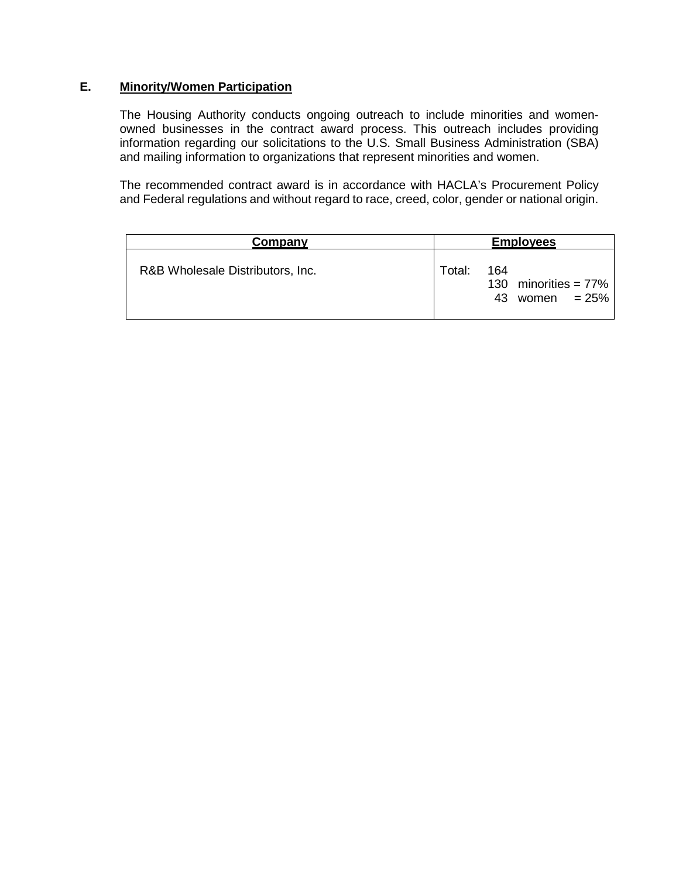## E. Minority/Women Participation

The Housing Authority conducts ongoing outreach to include minorities and women-owned businesses in the contract award process. This outreach includes providing information regarding our solicitations to the U.S. Small Business Administration (SBA) and mailing information to organizations that represent minorities and women.

The recommended contract award is in accordance with HACLA's Procurement Policy and Federal regulations and without regard to race, creed, color, gender or national origin.

| Company | Employees |
|---|---|
| R&B Wholesale Distributors, Inc. | Total: 164<br>130 minorities = 77%<br>43 women = 25% |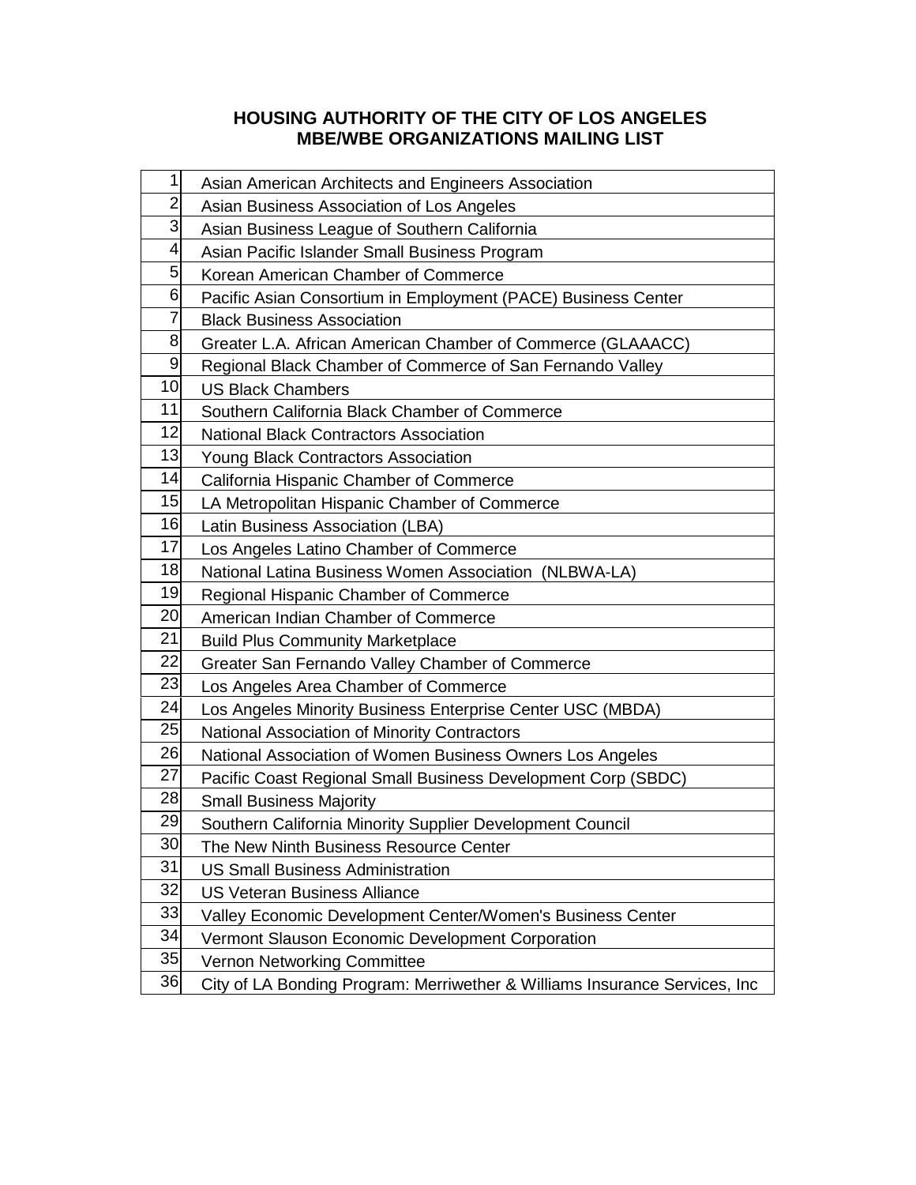**HOUSING AUTHORITY OF THE CITY OF LOS ANGELES**
**MBE/WBE ORGANIZATIONS MAILING LIST**

| | |
|---|---|
| 1 | Asian American Architects and Engineers Association |
| 2 | Asian Business Association of Los Angeles |
| 3 | Asian Business League of Southern California |
| 4 | Asian Pacific Islander Small Business Program |
| 5 | Korean American Chamber of Commerce |
| 6 | Pacific Asian Consortium in Employment (PACE) Business Center |
| 7 | Black Business Association |
| 8 | Greater L.A. African American Chamber of Commerce (GLAAACC) |
| 9 | Regional Black Chamber of Commerce of San Fernando Valley |
| 10 | US Black Chambers |
| 11 | Southern California Black Chamber of Commerce |
| 12 | National Black Contractors Association |
| 13 | Young Black Contractors Association |
| 14 | California Hispanic Chamber of Commerce |
| 15 | LA Metropolitan Hispanic Chamber of Commerce |
| 16 | Latin Business Association (LBA) |
| 17 | Los Angeles Latino Chamber of Commerce |
| 18 | National Latina Business Women Association (NLBWA-LA) |
| 19 | Regional Hispanic Chamber of Commerce |
| 20 | American Indian Chamber of Commerce |
| 21 | Build Plus Community Marketplace |
| 22 | Greater San Fernando Valley Chamber of Commerce |
| 23 | Los Angeles Area Chamber of Commerce |
| 24 | Los Angeles Minority Business Enterprise Center USC (MBDA) |
| 25 | National Association of Minority Contractors |
| 26 | National Association of Women Business Owners Los Angeles |
| 27 | Pacific Coast Regional Small Business Development Corp (SBDC) |
| 28 | Small Business Majority |
| 29 | Southern California Minority Supplier Development Council |
| 30 | The New Ninth Business Resource Center |
| 31 | US Small Business Administration |
| 32 | US Veteran Business Alliance |
| 33 | Valley Economic Development Center/Women's Business Center |
| 34 | Vermont Slauson Economic Development Corporation |
| 35 | Vernon Networking Committee |
| 36 | City of LA Bonding Program: Merriwether & Williams Insurance Services, Inc |